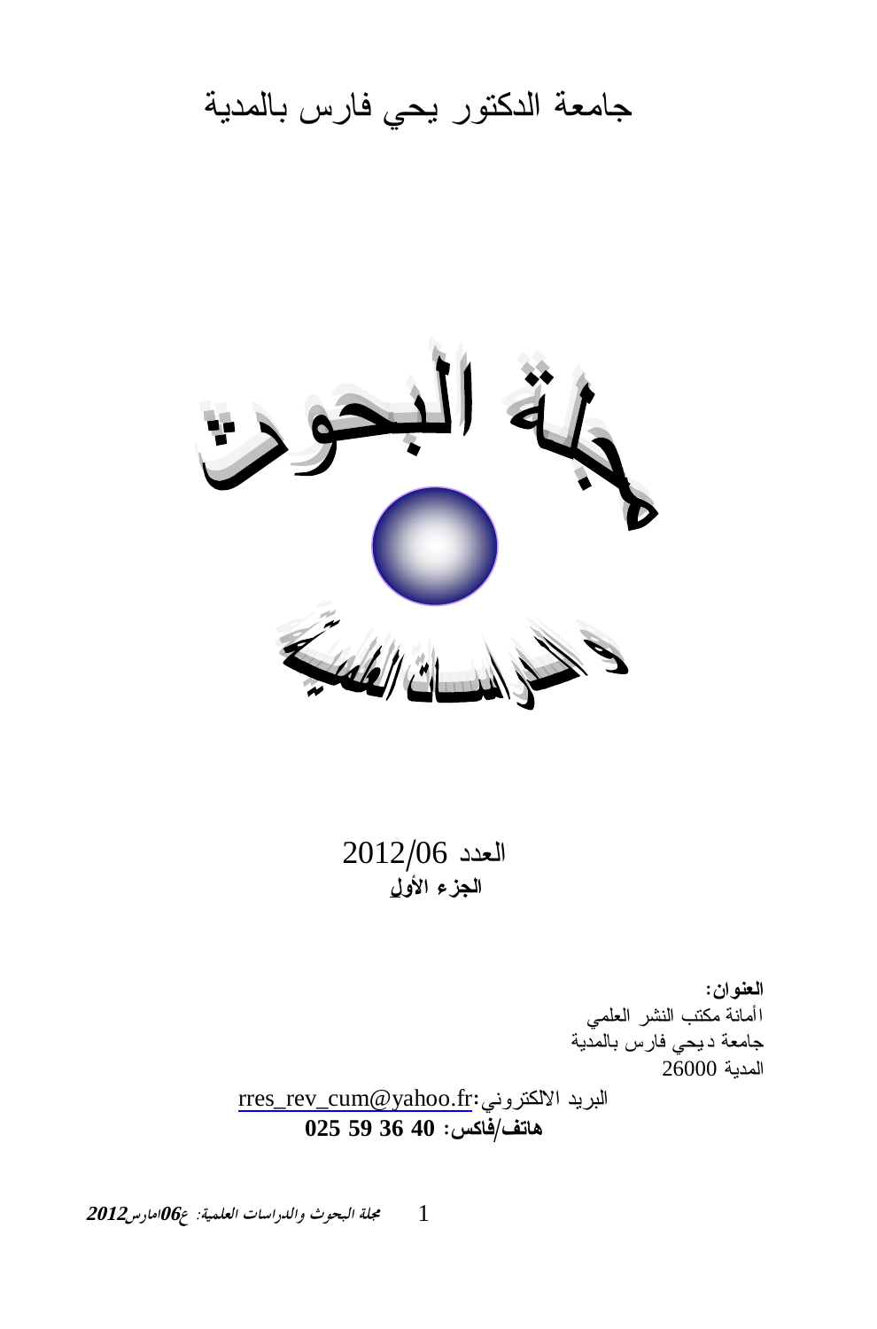# جامعة الدكتور يحي فارس بالمدية

# مجلة البحوث والدراسات العلمية

العدد 2012/06

**الجزء الأول**

**العنوان:**
أمانة مكتب النشر العلمي
جامعة ديحي فارس بالمدية
المدية 26000

البريد الالكتروني:rres_rev_cum@yahoo.fr

**هاتف/فاكس: 40 36 59 025**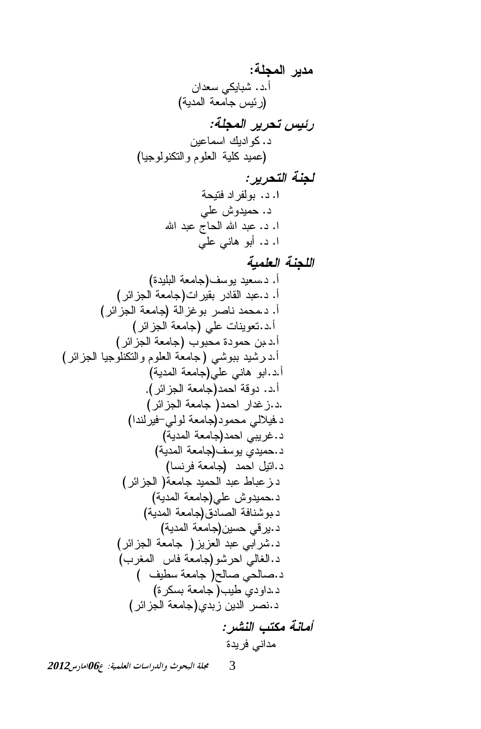**مدير المجلة:**

أ.د. شبايكي سعدان
(رئيس جامعة المدية)

***رئيس تحرير المجلة:***

د. كواديك اسماعين
(عميد كلية العلوم والتكنولوجيا)

***لجنة التحرير:***

ا. د. بولفراد فتيحة
د. حميدوش علي
ا. د. عبد الله الحاج عبد الله
ا. د. أبو هاني علي

***اللجنة العلمية***

أ. د.سعيد يوسف(جامعة البليدة)
أ. د.عبد القادر بقيرات(جامعة الجزائر)
أ. د.محمد ناصر بوغزالة (جامعة الجزائر)
أ.د.تعوينات علي (جامعة الجزائر)
أ.د.بن حمودة محبوب (جامعة الجزائر)
أ.د.رشيد ببوشي (جامعة العلوم والتكنولوجيا الجزائر)
أ.د.ابو هاني علي(جامعة المدية)
أ.د. دوقة احمد(جامعة الجزائر).
.د.زغدار احمد( جامعة الجزائر)
د.فيلالي محمود(جامعة لولي–فيرلندا)
د.غريبي احمد(جامعة المدية)
د.حميدي يوسف(جامعة المدية)
د.اتيل احمد (جامعة فرنسا)
د.زعباط عبد الحميد جامعة( الجزائر)
د.حميدوش علي(جامعة المدية)
د.بوشنافة الصادق(جامعة المدية)
د.يرقي حسين(جامعة المدية)
د.شرابي عبد العزيز( جامعة الجزائر)
د.الغالي احرشو(جامعة فاس المغرب)
د.صالحي صالح( جامعة سطيف )
د.داودي طيب( جامعة بسكرة)
د.نصر الدين زبدي(جامعة الجزائر)

***أمانة مكتب النشر:***

مداني فريدة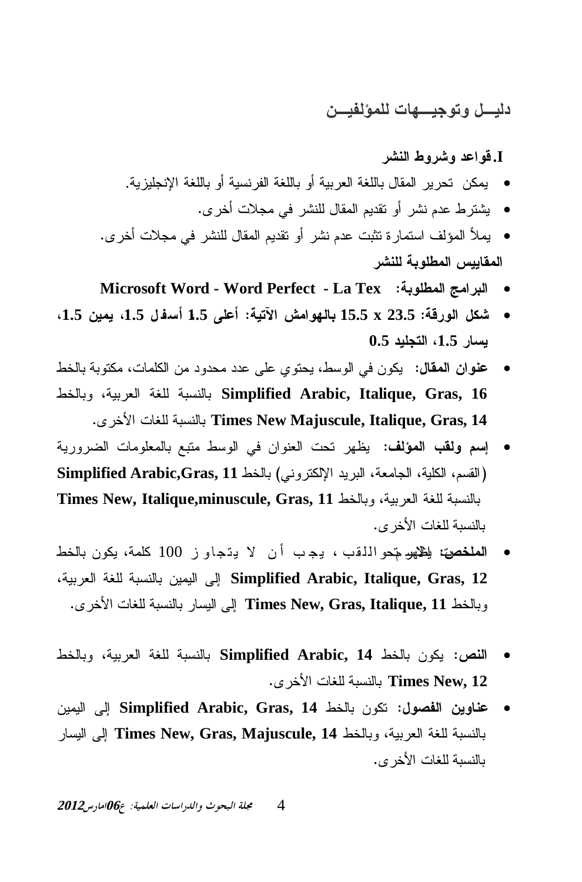## دليـــل وتوجيـــهات للمؤلفيـــن

### I. قواعد وشروط النشر

- يمكن تحرير المقال باللغة العربية أو باللغة الفرنسية أو باللغة الإنجليزية.
- يشترط عدم نشر أو تقديم المقال للنشر في مجلات أخرى.
- يملأ المؤلف استمارة تثبت عدم نشر أو تقديم المقال للنشر في مجلات أخرى.

**المقاييس المطلوبة للنشر**

- **البرامج المطلوبة: Microsoft Word - Word Perfect - La Tex**
- **شكل الورقة: 23.5 x 15.5 بالهوامش الآتية: أعلى 1.5 أسفل 1.5، يمين 1.5، يسار 1.5، التجليد 0.5**
- **عنوان المقال:** يكون في الوسط، يحتوي على عدد محدود من الكلمات، مكتوبة بالخط **Simplified Arabic, Italique, Gras, 16** بالنسبة للغة العربية، وبالخط **Times New Majuscule, Italique, Gras, 14** بالنسبة للغات الأخرى.
- **إسم ولقب المؤلف:** يظهر تحت العنوان في الوسط متبع بالمعلومات الضرورية (القسم، الكلية، الجامعة، البريد الإلكتروني) بالخط **Simplified Arabic,Gras, 11** بالنسبة للغة العربية، وبالخط **Times New, Italique,minuscule, Gras, 11** بالنسبة للغات الأخرى.
- **الملخص:** يظهر تحت اللقب، يجب أن لا يتجاوز 100 كلمة، يكون بالخط **Simplified Arabic, Italique, Gras, 12** إلى اليمين بالنسبة للغة العربية، وبالخط **Times New, Gras, Italique, 11** إلى اليسار بالنسبة للغات الأخرى.
- **النص:** يكون بالخط **Simplified Arabic, 14** بالنسبة للغة العربية، وبالخط **Times New, 12** بالنسبة للغات الأخرى.
- **عناوين الفصول:** تكون بالخط **Simplified Arabic, Gras, 14** إلى اليمين بالنسبة للغة العربية، وبالخط **Times New, Gras, Majuscule, 14** إلى اليسار بالنسبة للغات الأخرى.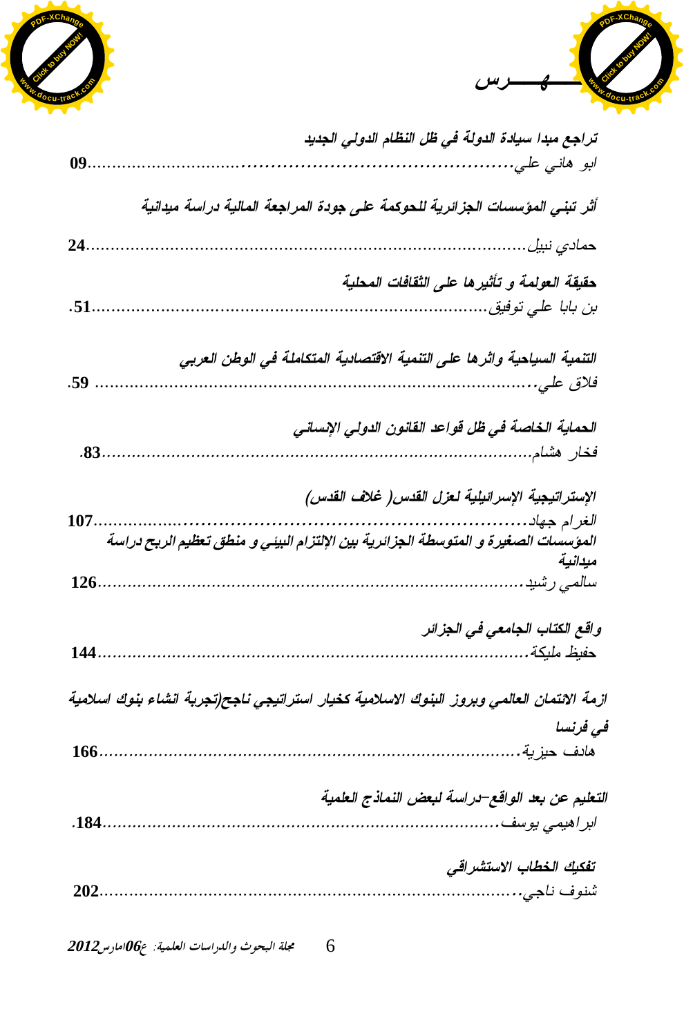# فهـــــرس

**تراجع مبدا سيادة الدولة في ظل النظام الدولي الجديد**
ابو هاني علي.......................................................................09

**أثر تبني المؤسسات الجزائرية للحوكمة على جودة المراجعة المالية دراسة ميدانية**
حمادي نبيل.......................................................................24

**حقيقة العولمة و تأثيرها على الثقافات المحلية**
بن بابا علي توفيق.......................................................................51.

**التنمية السياحية واثرها على التنمية الاقتصادية المتكاملة في الوطن العربي**
فلاق علي.......................................................................59.

**الحماية الخاصة في ظل قواعد القانون الدولي الإنساني**
فخار هشام.......................................................................83.

**الإستراتيجية الإسرائيلية لعزل القدس( غلاف القدس)**
الغرام جهاد.......................................................................107

**المؤسسات الصغيرة و المتوسطة الجزائرية بين الإلتزام البيئي و منطق تعظيم الربح دراسة ميدانية**
سالمي رشيد.......................................................................126

**واقع الكتاب الجامعي في الجزائر**
حفيظ مليكة.......................................................................144

**ازمة الائتمان العالمي وبروز البنوك الاسلامية كخيار استراتيجي ناجح(تجربة انشاء بنوك اسلامية في فرنسا**
هادف حيزية.......................................................................166

**التعليم عن بعد الواقع-دراسة لبعض النماذج العلمية**
ابراهيمي يوسف.......................................................................184.

**تفكيك الخطاب الاستشراقي**
شنوف ناجي.......................................................................202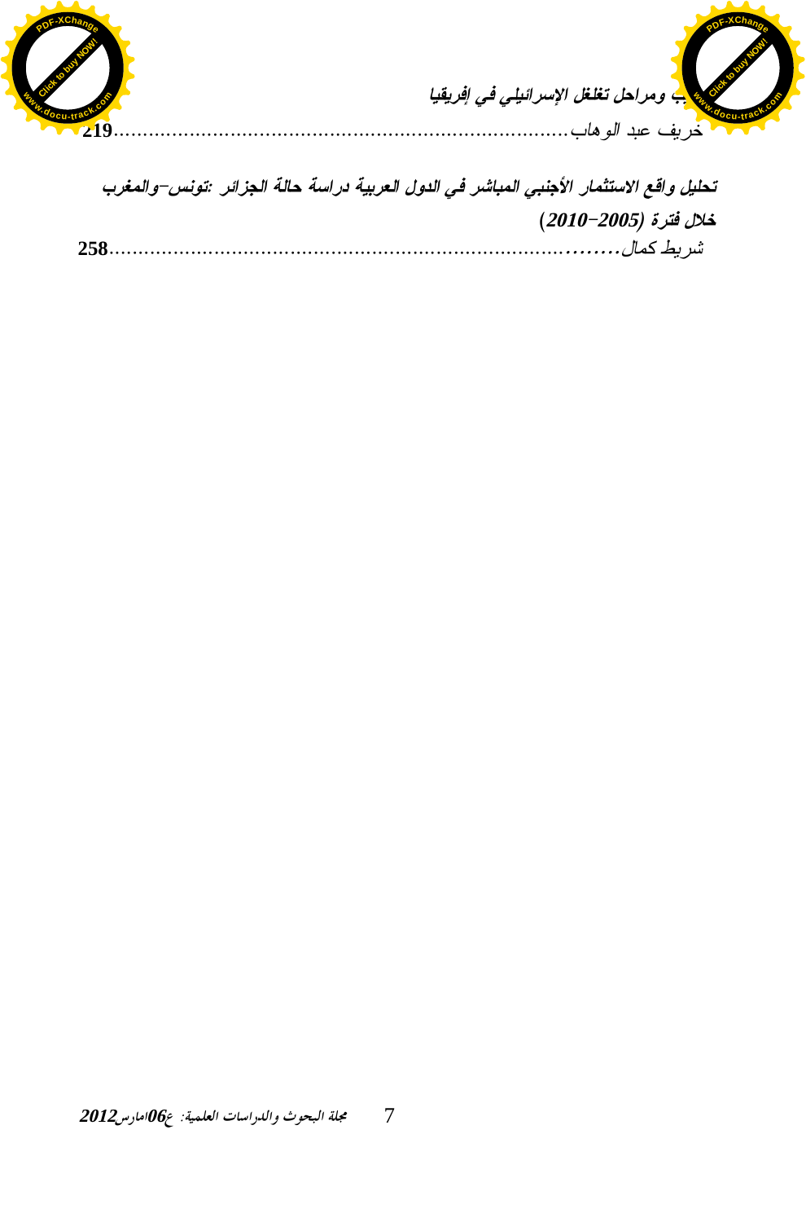***ب ومراحل تغلغل الإسرائيلي في إفريقيا***

خريف عبد الوهاب.........................................................................**219**

***تحليل واقع الاستثمار الأجنبي المباشر في الدول العربية دراسة حالة الجزائر :تونس–والمغرب خلال فترة (2005–2010)***

شريط كمال........................................................................**258**